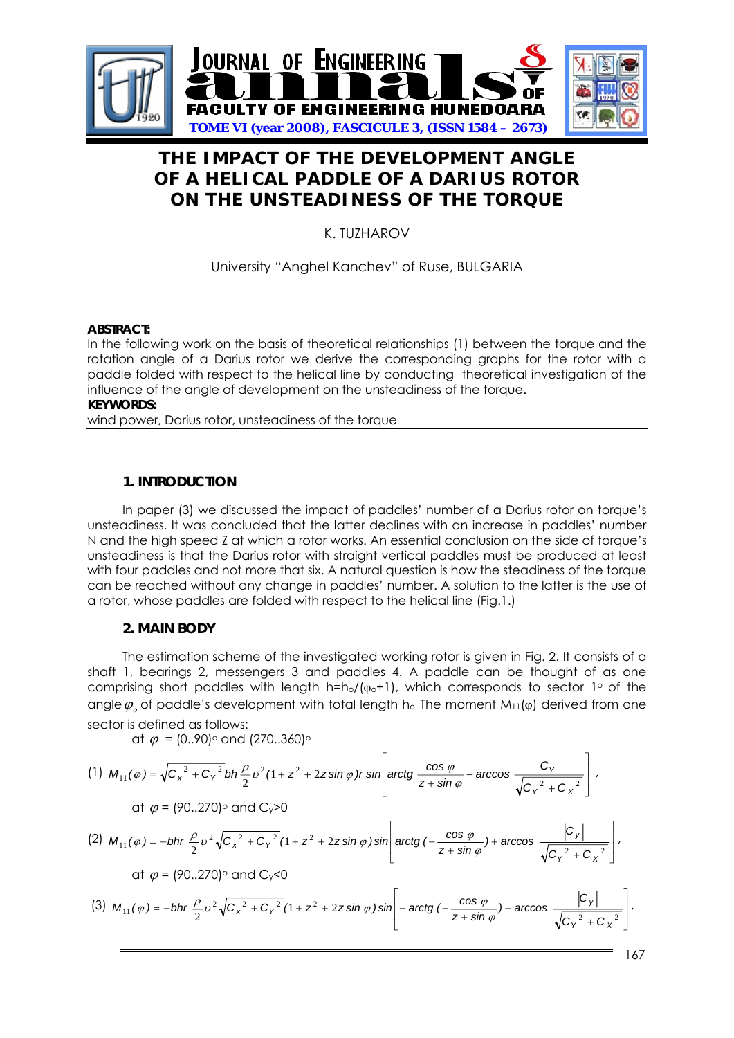# THE IMPACT OF THE DEVELOPMENT ANGLE OF A HELICAL PADDLE OF A DARIUS ROTOR ON THE UNSTEADINESS OF THE TORQUE

K. TUZHAROV

University "Anghel Kanchev" of Ruse, BULGARIA

**ABSTRACT:**
In the following work on the basis of theoretical relationships (1) between the torque and the rotation angle of a Darius rotor we derive the corresponding graphs for the rotor with a paddle folded with respect to the helical line by conducting theoretical investigation of the influence of the angle of development on the unsteadiness of the torque.

**KEYWORDS:**
wind power, Darius rotor, unsteadiness of the torque

## 1. INTRODUCTION

In paper (3) we discussed the impact of paddles' number of a Darius rotor on torque's unsteadiness. It was concluded that the latter declines with an increase in paddles' number N and the high speed Z at which a rotor works. An essential conclusion on the side of torque's unsteadiness is that the Darius rotor with straight vertical paddles must be produced at least with four paddles and not more that six. A natural question is how the steadiness of the torque can be reached without any change in paddles' number. A solution to the latter is the use of a rotor, whose paddles are folded with respect to the helical line (Fig.1.)

## 2. MAIN BODY

The estimation scheme of the investigated working rotor is given in Fig. 2. It consists of a shaft 1, bearings 2, messengers 3 and paddles 4. A paddle can be thought of as one comprising short paddles with length $h=h_o/(\varphi_o+1)$, which corresponds to sector 1° of the angle $\varphi_o$ of paddle's development with total length $h_o$. The moment $M_{11}(\varphi)$ derived from one sector is defined as follows:

at $\varphi$ = (0..90)° and (270..360)°

$$(1)\quad M_{11}(\varphi)=\sqrt{C_X{}^2+C_Y{}^2}\,bh\,\frac{\rho}{2}\upsilon^2(1+z^2+2z\sin\varphi)r\sin\left[arctg\,\frac{\cos\varphi}{z+\sin\varphi}-\arccos\frac{C_Y}{\sqrt{C_Y{}^2+C_X{}^2}}\right],$$

at $\varphi$ = (90..270)° and $C_Y$>0

$$(2)\quad M_{11}(\varphi)=-bhr\,\frac{\rho}{2}\upsilon^2\sqrt{C_X{}^2+C_Y{}^2}(1+z^2+2z\sin\varphi)\sin\left[arctg\,(-\frac{\cos\varphi}{z+\sin\varphi})+\arccos\frac{|C_Y|}{\sqrt{C_Y{}^2+C_X{}^2}}\right],$$

at $\varphi$ = (90..270)° and $C_Y$<0

$$(3)\quad M_{11}(\varphi)=-bhr\,\frac{\rho}{2}\upsilon^2\sqrt{C_X{}^2+C_Y{}^2}(1+z^2+2z\sin\varphi)\sin\left[-arctg\,(-\frac{\cos\varphi}{z+\sin\varphi})+\arccos\frac{|C_Y|}{\sqrt{C_Y{}^2+C_X{}^2}}\right],$$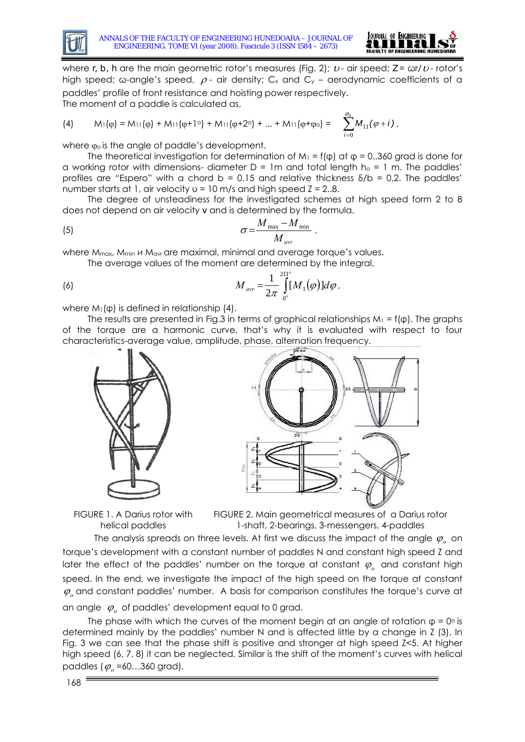where r, b, h are the main geometric rotor's measures (Fig. 2); $\upsilon$ - air speed; Z= ωr/$\upsilon$ - rotor's high speed; ω-angle's speed, $\rho$ - air density; $C_x$ and $C_y$ – aerodynamic coefficients of a paddles' profile of front resistance and hoisting power respectively.
The moment of a paddle is calculated as,

$$M_1(\varphi) = M_{11}(\varphi) + M_{11}(\varphi+1^\circ) + M_{11}(\varphi+2^\circ) + \ldots + M_{11}(\varphi+\varphi_o) = \sum_{i=0}^{\varphi_o} M_{11}(\varphi+i), \tag{4}$$

where $\varphi_o$ is the angle of paddle's development.

The theoretical investigation for determination of $M_1 = f(\varphi)$ at $\varphi$ = 0..360 grad is done for a working rotor with dimensions- diameter D = 1m and total length $h_o$ = 1 m. The paddles' profiles are "Espero" with a chord b = 0.15 and relative thickness δ/b = 0,2. The paddles' number starts at 1, air velocity υ = 10 m/s and high speed Z = 2..8.

The degree of unsteadiness for the investigated schemes at high speed form 2 to 8 does not depend on air velocity v and is determined by the formula,

$$\sigma = \frac{M_{\max} - M_{\min}}{M_{avr}}, \tag{5}$$

where $M_{max}$, $M_{min}$ и $M_{avr}$ are maximal, minimal and average torque's values.

The average values of the moment are determined by the integral,

$$M_{avr} = \frac{1}{2\pi}\int_{0^o}^{2\Pi^o}[M_1(\varphi)]d\varphi, \tag{6}$$

where $M_1(\varphi)$ is defined in relationship (4).

The results are presented in Fig.3 in terms of graphical relationships $M_1 = f(\varphi)$. The graphs of the torque are a harmonic curve, that's why it is evaluated with respect to four characteristics-average value, amplitude, phase, alternation frequency.

FIGURE 1. A Darius rotor with helical paddles

FIGURE 2. Main geometrical measures of a Darius rotor 1-shaft, 2-bearings, 3-messengers, 4-paddles

The analysis spreads on three levels. At first we discuss the impact of the angle $\varphi_o$ on torque's development with a constant number of paddles N and constant high speed Z and later the effect of the paddles' number on the torque at constant $\varphi_o$ and constant high speed. In the end, we investigate the impact of the high speed on the torque at constant $\varphi_o$ and constant paddles' number. A basis for comparison constitutes the torque's curve at an angle $\varphi_o$ of paddles' development equal to 0 grad.

The phase with which the curves of the moment begin at an angle of rotation $\varphi = 0^\circ$ is determined mainly by the paddles' number N and is affected little by a change in Z (3). In Fig. 3 we can see that the phase shift is positive and stronger at high speed Z<5. At higher high speed (6, 7, 8) it can be neglected. Similar is the shift of the moment's curves with helical paddles ($\varphi_o$ =60…360 grad).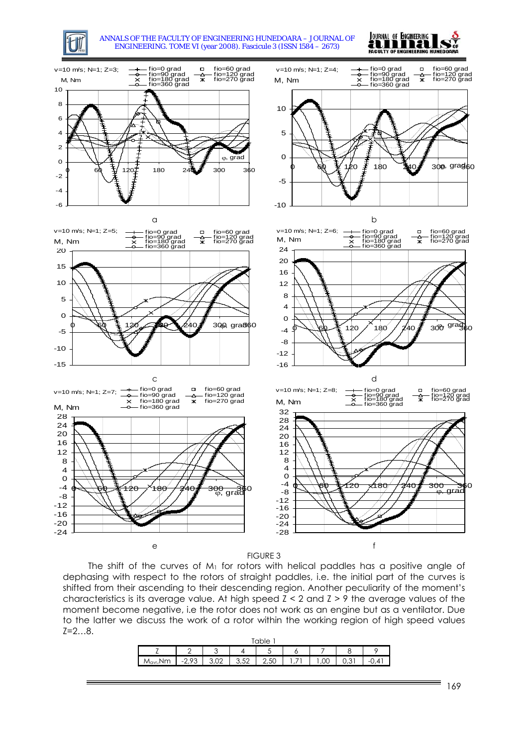FIGURE 3

The shift of the curves of $M_1$ for rotors with helical paddles has a positive angle of dephasing with respect to the rotors of straight paddles, i.e. the initial part of the curves is shifted from their ascending to their descending region. Another peculiarity of the moment's characteristics is its average value. At high speed $Z < 2$ and $Z > 9$ the average values of the moment become negative, i.e the rotor does not work as an engine but as a ventilator. Due to the latter we discuss the work of a rotor within the working region of high speed values $Z = 2 \ldots 8$.

Table 1

| Z | 2 | 3 | 4 | 5 | 6 | 7 | 8 | 9 |
|---|---|---|---|---|---|---|---|---|
| $M_{avr}$,Nm | -2,93 | 3,02 | 3,52 | 2,50 | 1,71 | 1,00 | 0,31 | -0,41 |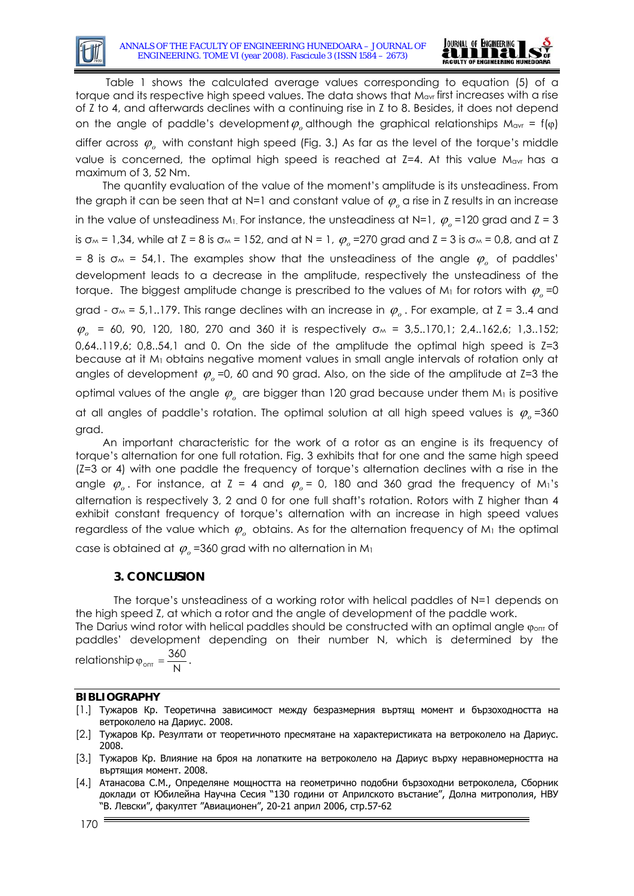Table 1 shows the calculated average values corresponding to equation (5) of a torque and its respective high speed values. The data shows that $M_{avr}$ first increases with a rise of Z to 4, and afterwards declines with a continuing rise in Z to 8. Besides, it does not depend on the angle of paddle's development $\varphi_o$ although the graphical relationships $M_{avr} = f(\varphi)$ differ across $\varphi_o$ with constant high speed (Fig. 3.) As far as the level of the torque's middle value is concerned, the optimal high speed is reached at Z=4. At this value $M_{avr}$ has a maximum of 3, 52 Nm.

The quantity evaluation of the value of the moment's amplitude is its unsteadiness. From the graph it can be seen that at N=1 and constant value of $\varphi_o$ a rise in Z results in an increase in the value of unsteadiness $M_1$. For instance, the unsteadiness at N=1, $\varphi_o$=120 grad and Z = 3 is $\sigma_M$ = 1,34, while at Z = 8 is $\sigma_M$ = 152, and at N = 1, $\varphi_o$=270 grad and Z = 3 is $\sigma_M$ = 0,8, and at Z = 8 is $\sigma_M$ = 54,1. The examples show that the unsteadiness of the angle $\varphi_o$ of paddles' development leads to a decrease in the amplitude, respectively the unsteadiness of the torque. The biggest amplitude change is prescribed to the values of $M_1$ for rotors with $\varphi_o$=0 grad - $\sigma_M$ = 5,1..179. This range declines with an increase in $\varphi_o$. For example, at Z = 3..4 and $\varphi_o$ = 60, 90, 120, 180, 270 and 360 it is respectively $\sigma_M$ = 3,5..170,1; 2,4..162,6; 1,3..152; 0,64..119,6; 0,8..54,1 and 0. On the side of the amplitude the optimal high speed is Z=3 because at it $M_1$ obtains negative moment values in small angle intervals of rotation only at angles of development $\varphi_o$=0, 60 and 90 grad. Also, on the side of the amplitude at Z=3 the optimal values of the angle $\varphi_o$ are bigger than 120 grad because under them $M_1$ is positive at all angles of paddle's rotation. The optimal solution at all high speed values is $\varphi_o$=360 grad.

An important characteristic for the work of a rotor as an engine is its frequency of torque's alternation for one full rotation. Fig. 3 exhibits that for one and the same high speed (Z=3 or 4) with one paddle the frequency of torque's alternation declines with a rise in the angle $\varphi_o$. For instance, at Z = 4 and $\varphi_o$ = 0, 180 and 360 grad the frequency of $M_1$'s alternation is respectively 3, 2 and 0 for one full shaft's rotation. Rotors with Z higher than 4 exhibit constant frequency of torque's alternation with an increase in high speed values regardless of the value which $\varphi_o$ obtains. As for the alternation frequency of $M_1$ the optimal case is obtained at $\varphi_o$=360 grad with no alternation in $M_1$

## 3. CONCLUSION

The torque's unsteadiness of a working rotor with helical paddles of N=1 depends on the high speed Z, at which a rotor and the angle of development of the paddle work.
The Darius wind rotor with helical paddles should be constructed with an optimal angle $\varphi_{опт}$ of paddles' development depending on their number N, which is determined by the relationship $\varphi_{опт} = \frac{360}{N}$.

## BIBLIOGRAPHY

[1.] Тужаров Кр. Теоретична зависимост между безразмерния въртящ момент и бързоходността на ветроколело на Дариус. 2008.

[2.] Тужаров Кр. Резултати от теоретичното пресмятане на характеристиката на ветроколело на Дариус. 2008.

[3.] Тужаров Кр. Влияние на броя на лопатките на ветроколело на Дариус върху неравномерността на въртящия момент. 2008.

[4.] Атанасова С.М., Определяне мощността на геометрично подобни бързоходни ветроколела, Сборник доклади от Юбилейна Научна Сесия "130 години от Априлското въстание", Долна митрополия, НВУ "В. Левски", факултет "Авиационен", 20-21 април 2006, стр.57-62